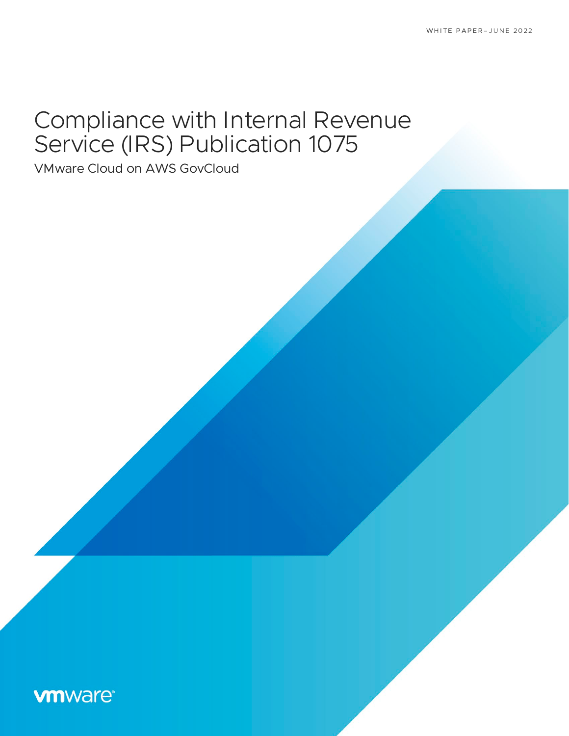WHITE PAPER–JUNE 2022

# Compliance with Internal Revenue Service (IRS) Publication 1075

VMware Cloud on AWS GovCloud

vmware®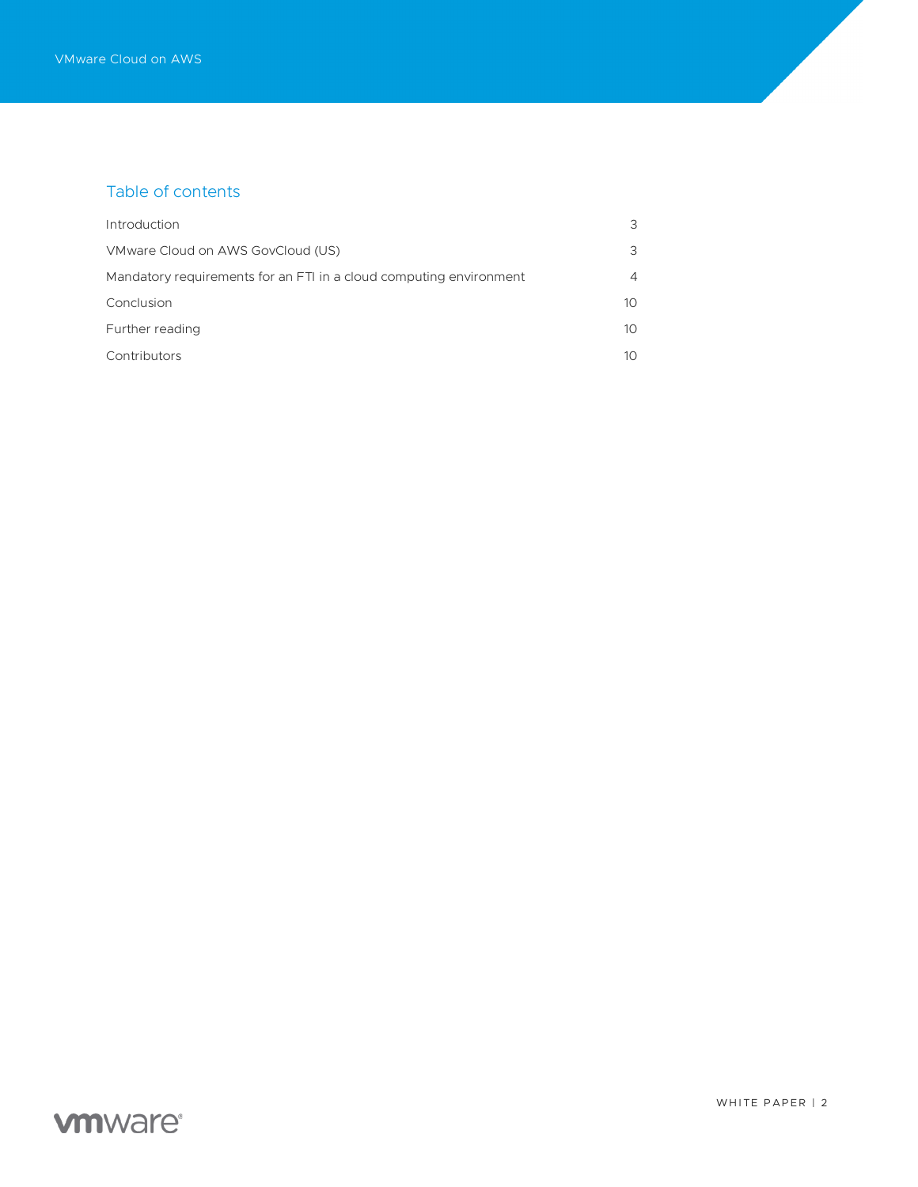## Table of contents

| | |
|---|---|
| Introduction | 3 |
| VMware Cloud on AWS GovCloud (US) | 3 |
| Mandatory requirements for an FTI in a cloud computing environment | 4 |
| Conclusion | 10 |
| Further reading | 10 |
| Contributors | 10 |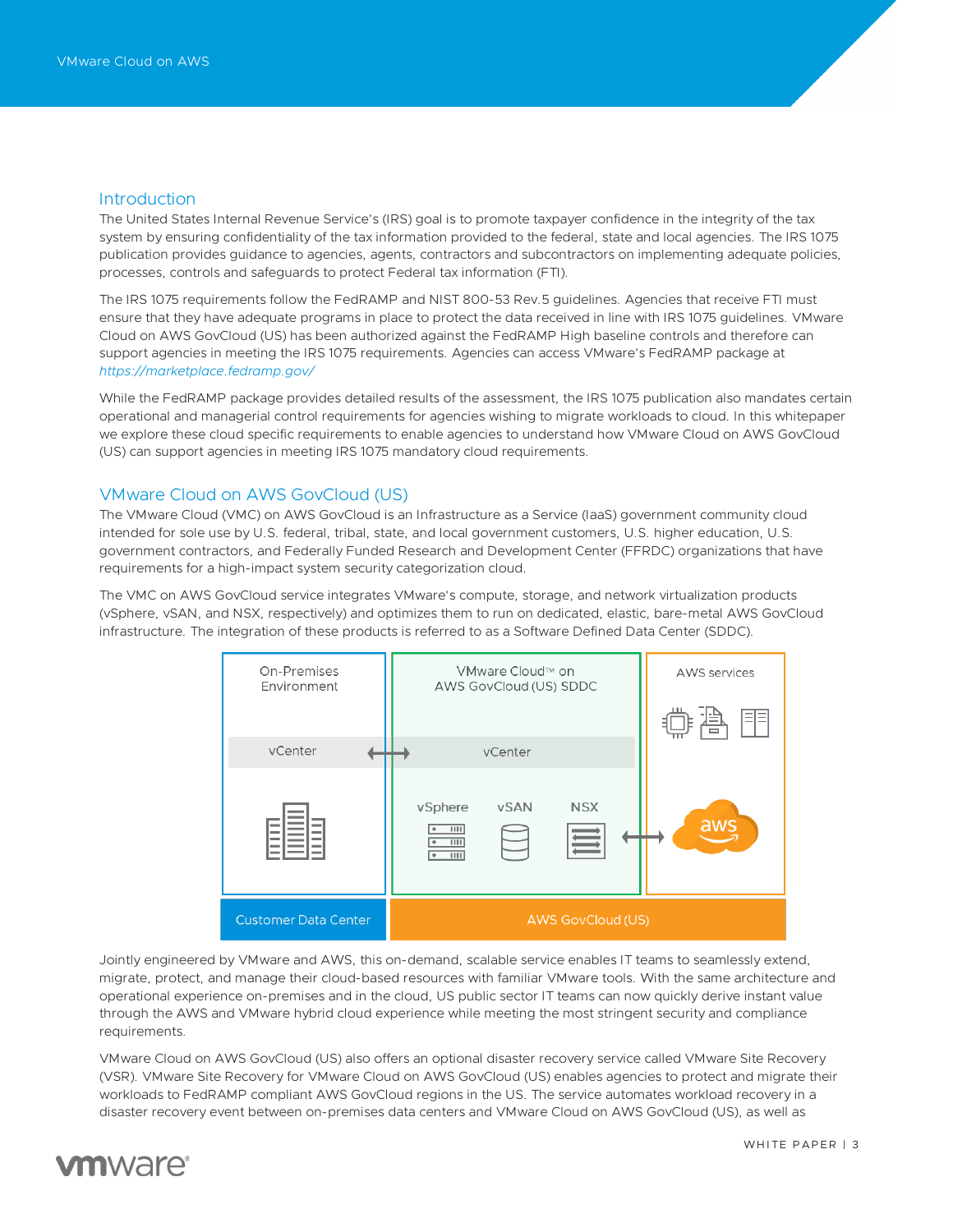## Introduction

The United States Internal Revenue Service's (IRS) goal is to promote taxpayer confidence in the integrity of the tax system by ensuring confidentiality of the tax information provided to the federal, state and local agencies. The IRS 1075 publication provides guidance to agencies, agents, contractors and subcontractors on implementing adequate policies, processes, controls and safeguards to protect Federal tax information (FTI).

The IRS 1075 requirements follow the FedRAMP and NIST 800-53 Rev.5 guidelines. Agencies that receive FTI must ensure that they have adequate programs in place to protect the data received in line with IRS 1075 guidelines. VMware Cloud on AWS GovCloud (US) has been authorized against the FedRAMP High baseline controls and therefore can support agencies in meeting the IRS 1075 requirements. Agencies can access VMware's FedRAMP package at *https://marketplace.fedramp.gov/*

While the FedRAMP package provides detailed results of the assessment, the IRS 1075 publication also mandates certain operational and managerial control requirements for agencies wishing to migrate workloads to cloud. In this whitepaper we explore these cloud specific requirements to enable agencies to understand how VMware Cloud on AWS GovCloud (US) can support agencies in meeting IRS 1075 mandatory cloud requirements.

## VMware Cloud on AWS GovCloud (US)

The VMware Cloud (VMC) on AWS GovCloud is an Infrastructure as a Service (IaaS) government community cloud intended for sole use by U.S. federal, tribal, state, and local government customers, U.S. higher education, U.S. government contractors, and Federally Funded Research and Development Center (FFRDC) organizations that have requirements for a high-impact system security categorization cloud.

The VMC on AWS GovCloud service integrates VMware's compute, storage, and network virtualization products (vSphere, vSAN, and NSX, respectively) and optimizes them to run on dedicated, elastic, bare-metal AWS GovCloud infrastructure. The integration of these products is referred to as a Software Defined Data Center (SDDC).

Jointly engineered by VMware and AWS, this on-demand, scalable service enables IT teams to seamlessly extend, migrate, protect, and manage their cloud-based resources with familiar VMware tools. With the same architecture and operational experience on-premises and in the cloud, US public sector IT teams can now quickly derive instant value through the AWS and VMware hybrid cloud experience while meeting the most stringent security and compliance requirements.

VMware Cloud on AWS GovCloud (US) also offers an optional disaster recovery service called VMware Site Recovery (VSR). VMware Site Recovery for VMware Cloud on AWS GovCloud (US) enables agencies to protect and migrate their workloads to FedRAMP compliant AWS GovCloud regions in the US. The service automates workload recovery in a disaster recovery event between on-premises data centers and VMware Cloud on AWS GovCloud (US), as well as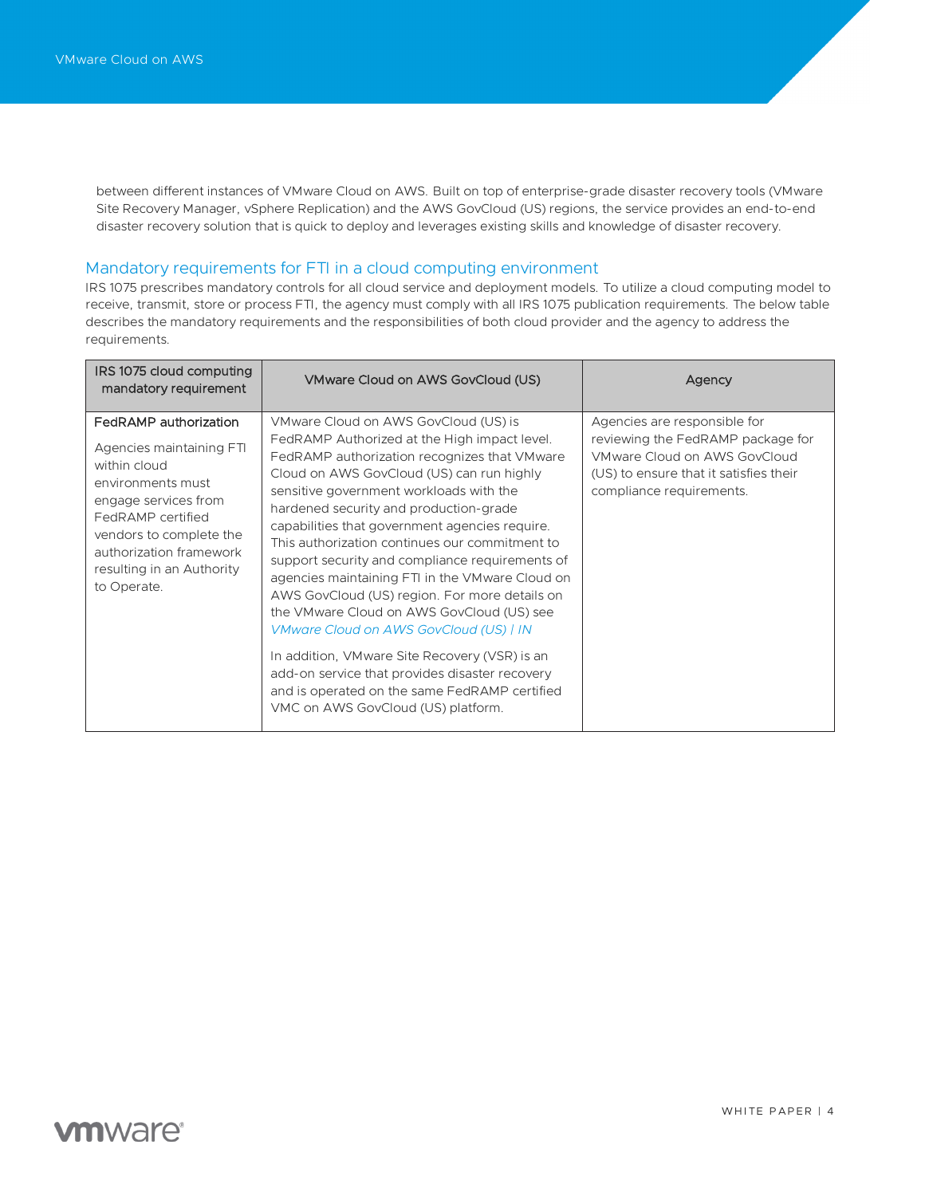between different instances of VMware Cloud on AWS. Built on top of enterprise-grade disaster recovery tools (VMware Site Recovery Manager, vSphere Replication) and the AWS GovCloud (US) regions, the service provides an end-to-end disaster recovery solution that is quick to deploy and leverages existing skills and knowledge of disaster recovery.

## Mandatory requirements for FTI in a cloud computing environment

IRS 1075 prescribes mandatory controls for all cloud service and deployment models. To utilize a cloud computing model to receive, transmit, store or process FTI, the agency must comply with all IRS 1075 publication requirements. The below table describes the mandatory requirements and the responsibilities of both cloud provider and the agency to address the requirements.

| IRS 1075 cloud computing mandatory requirement | VMware Cloud on AWS GovCloud (US) | Agency |
|---|---|---|
| **FedRAMP authorization**<br><br>Agencies maintaining FTI within cloud environments must engage services from FedRAMP certified vendors to complete the authorization framework resulting in an Authority to Operate. | VMware Cloud on AWS GovCloud (US) is FedRAMP Authorized at the High impact level. FedRAMP authorization recognizes that VMware Cloud on AWS GovCloud (US) can run highly sensitive government workloads with the hardened security and production-grade capabilities that government agencies require. This authorization continues our commitment to support security and compliance requirements of agencies maintaining FTI in the VMware Cloud on AWS GovCloud (US) region. For more details on the VMware Cloud on AWS GovCloud (US) see *VMware Cloud on AWS GovCloud (US) \| IN*<br><br>In addition, VMware Site Recovery (VSR) is an add-on service that provides disaster recovery and is operated on the same FedRAMP certified VMC on AWS GovCloud (US) platform. | Agencies are responsible for reviewing the FedRAMP package for VMware Cloud on AWS GovCloud (US) to ensure that it satisfies their compliance requirements. |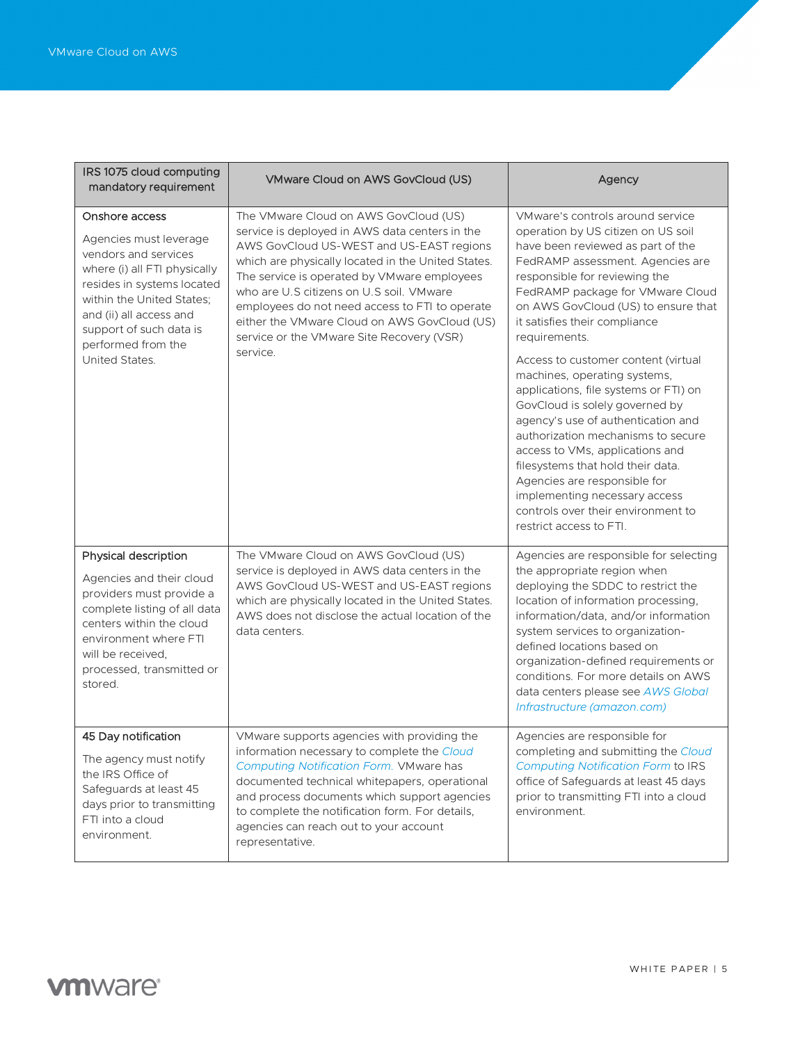| IRS 1075 cloud computing mandatory requirement | VMware Cloud on AWS GovCloud (US) | Agency |
|---|---|---|
| **Onshore access**<br><br>Agencies must leverage vendors and services where (i) all FTI physically resides in systems located within the United States; and (ii) all access and support of such data is performed from the United States. | The VMware Cloud on AWS GovCloud (US) service is deployed in AWS data centers in the AWS GovCloud US-WEST and US-EAST regions which are physically located in the United States. The service is operated by VMware employees who are U.S citizens on U.S soil. VMware employees do not need access to FTI to operate either the VMware Cloud on AWS GovCloud (US) service or the VMware Site Recovery (VSR) service. | VMware's controls around service operation by US citizen on US soil have been reviewed as part of the FedRAMP assessment. Agencies are responsible for reviewing the FedRAMP package for VMware Cloud on AWS GovCloud (US) to ensure that it satisfies their compliance requirements.<br><br>Access to customer content (virtual machines, operating systems, applications, file systems or FTI) on GovCloud is solely governed by agency's use of authentication and authorization mechanisms to secure access to VMs, applications and filesystems that hold their data. Agencies are responsible for implementing necessary access controls over their environment to restrict access to FTI. |
| **Physical description**<br><br>Agencies and their cloud providers must provide a complete listing of all data centers within the cloud environment where FTI will be received, processed, transmitted or stored. | The VMware Cloud on AWS GovCloud (US) service is deployed in AWS data centers in the AWS GovCloud US-WEST and US-EAST regions which are physically located in the United States. AWS does not disclose the actual location of the data centers. | Agencies are responsible for selecting the appropriate region when deploying the SDDC to restrict the location of information processing, information/data, and/or information system services to organization-defined locations based on organization-defined requirements or conditions. For more details on AWS data centers please see *AWS Global Infrastructure (amazon.com)* |
| **45 Day notification**<br><br>The agency must notify the IRS Office of Safeguards at least 45 days prior to transmitting FTI into a cloud environment. | VMware supports agencies with providing the information necessary to complete the *Cloud Computing Notification Form*. VMware has documented technical whitepapers, operational and process documents which support agencies to complete the notification form. For details, agencies can reach out to your account representative. | Agencies are responsible for completing and submitting the *Cloud Computing Notification Form* to IRS office of Safeguards at least 45 days prior to transmitting FTI into a cloud environment. |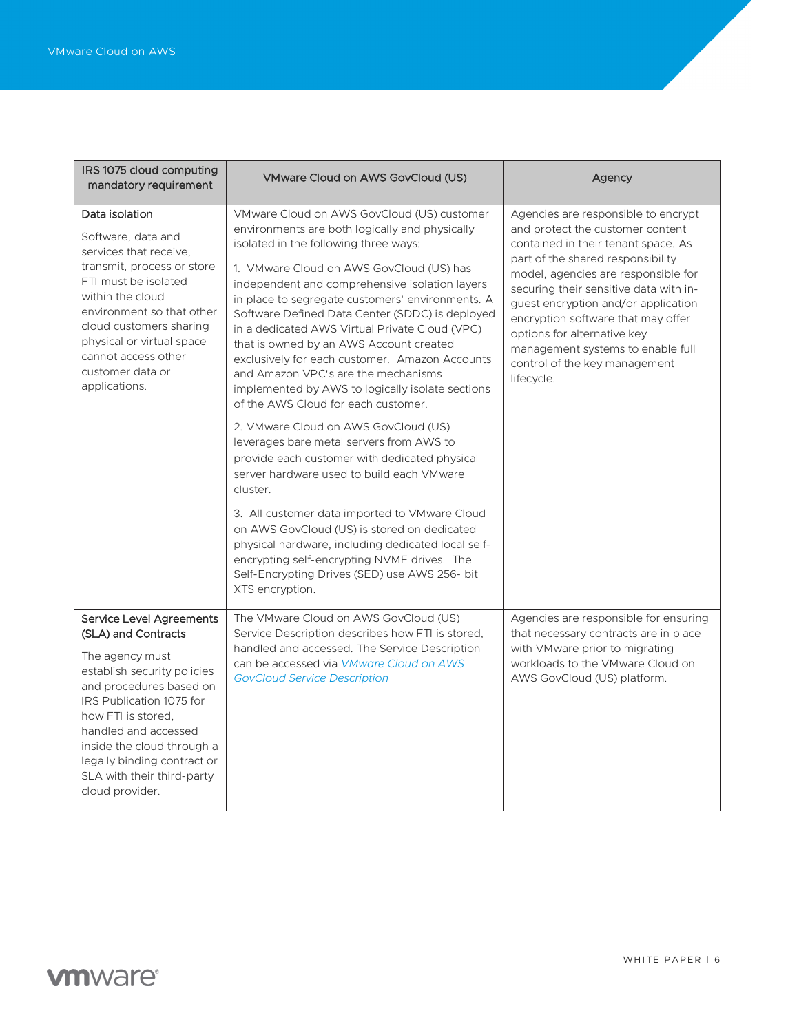| IRS 1075 cloud computing mandatory requirement | VMware Cloud on AWS GovCloud (US) | Agency |
|---|---|---|
| Data isolation<br><br>Software, data and services that receive, transmit, process or store FTI must be isolated within the cloud environment so that other cloud customers sharing physical or virtual space cannot access other customer data or applications. | VMware Cloud on AWS GovCloud (US) customer environments are both logically and physically isolated in the following three ways:<br><br>1. VMware Cloud on AWS GovCloud (US) has independent and comprehensive isolation layers in place to segregate customers' environments. A Software Defined Data Center (SDDC) is deployed in a dedicated AWS Virtual Private Cloud (VPC) that is owned by an AWS Account created exclusively for each customer. Amazon Accounts and Amazon VPC's are the mechanisms implemented by AWS to logically isolate sections of the AWS Cloud for each customer.<br><br>2. VMware Cloud on AWS GovCloud (US) leverages bare metal servers from AWS to provide each customer with dedicated physical server hardware used to build each VMware cluster.<br><br>3. All customer data imported to VMware Cloud on AWS GovCloud (US) is stored on dedicated physical hardware, including dedicated local self-encrypting self-encrypting NVME drives. The Self-Encrypting Drives (SED) use AWS 256- bit XTS encryption. | Agencies are responsible to encrypt and protect the customer content contained in their tenant space. As part of the shared responsibility model, agencies are responsible for securing their sensitive data with in-guest encryption and/or application encryption software that may offer options for alternative key management systems to enable full control of the key management lifecycle. |
| Service Level Agreements (SLA) and Contracts<br><br>The agency must establish security policies and procedures based on IRS Publication 1075 for how FTI is stored, handled and accessed inside the cloud through a legally binding contract or SLA with their third-party cloud provider. | The VMware Cloud on AWS GovCloud (US) Service Description describes how FTI is stored, handled and accessed. The Service Description can be accessed via *VMware Cloud on AWS GovCloud Service Description* | Agencies are responsible for ensuring that necessary contracts are in place with VMware prior to migrating workloads to the VMware Cloud on AWS GovCloud (US) platform. |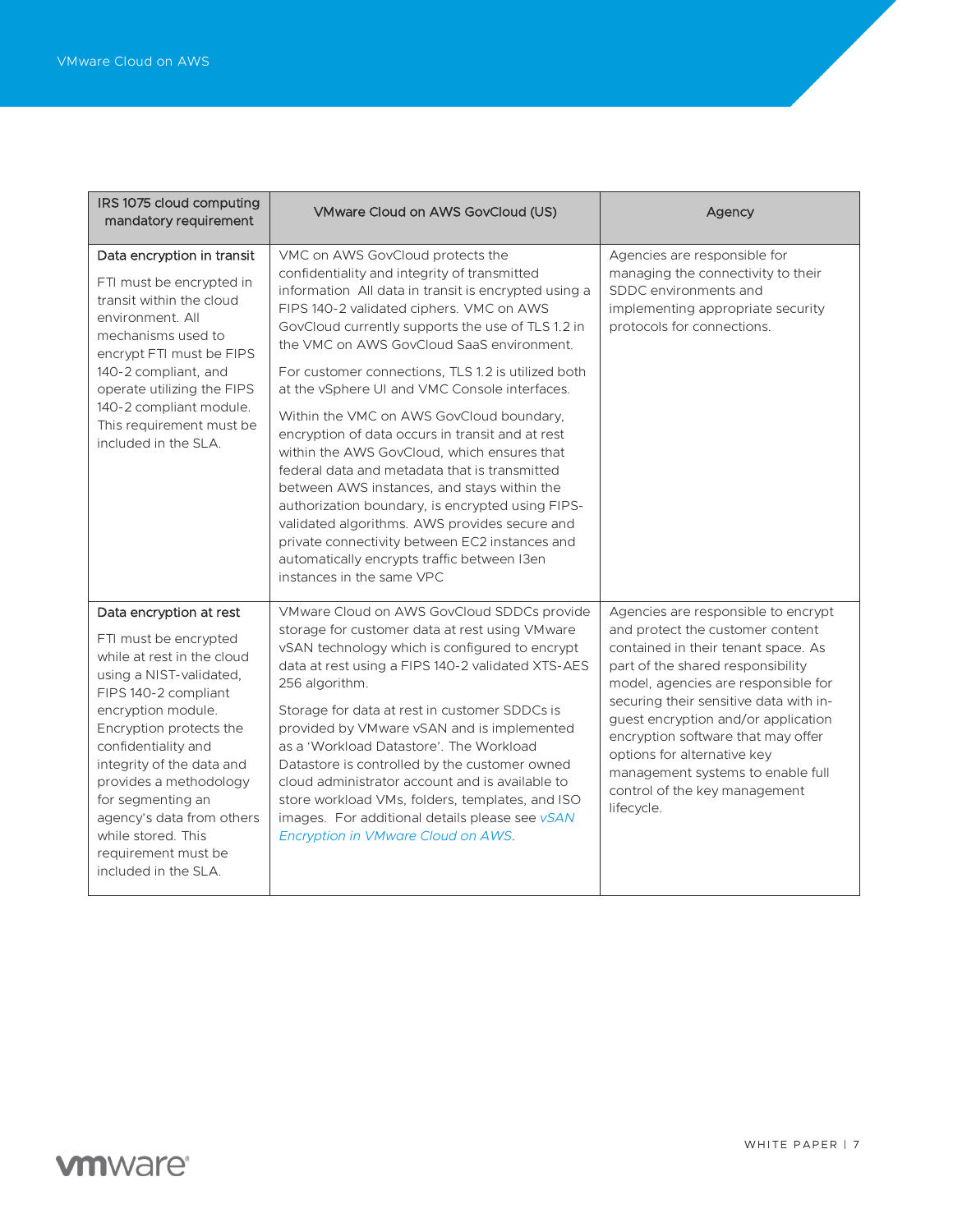| IRS 1075 cloud computing mandatory requirement | VMware Cloud on AWS GovCloud (US) | Agency |
|---|---|---|
| **Data encryption in transit**<br><br>FTI must be encrypted in transit within the cloud environment. All mechanisms used to encrypt FTI must be FIPS 140-2 compliant, and operate utilizing the FIPS 140-2 compliant module. This requirement must be included in the SLA. | VMC on AWS GovCloud protects the confidentiality and integrity of transmitted information  All data in transit is encrypted using a FIPS 140-2 validated ciphers. VMC on AWS GovCloud currently supports the use of TLS 1.2 in the VMC on AWS GovCloud SaaS environment.<br><br>For customer connections, TLS 1.2 is utilized both at the vSphere UI and VMC Console interfaces.<br><br>Within the VMC on AWS GovCloud boundary, encryption of data occurs in transit and at rest within the AWS GovCloud, which ensures that federal data and metadata that is transmitted between AWS instances, and stays within the authorization boundary, is encrypted using FIPS-validated algorithms. AWS provides secure and private connectivity between EC2 instances and automatically encrypts traffic between I3en instances in the same VPC | Agencies are responsible for managing the connectivity to their SDDC environments and implementing appropriate security protocols for connections. |
| **Data encryption at rest**<br><br>FTI must be encrypted while at rest in the cloud using a NIST-validated, FIPS 140-2 compliant encryption module. Encryption protects the confidentiality and integrity of the data and provides a methodology for segmenting an agency's data from others while stored. This requirement must be included in the SLA. | VMware Cloud on AWS GovCloud SDDCs provide storage for customer data at rest using VMware vSAN technology which is configured to encrypt data at rest using a FIPS 140-2 validated XTS-AES 256 algorithm.<br><br>Storage for data at rest in customer SDDCs is provided by VMware vSAN and is implemented as a 'Workload Datastore'. The Workload Datastore is controlled by the customer owned cloud administrator account and is available to store workload VMs, folders, templates, and ISO images.  For additional details please see *vSAN Encryption in VMware Cloud on AWS*. | Agencies are responsible to encrypt and protect the customer content contained in their tenant space. As part of the shared responsibility model, agencies are responsible for securing their sensitive data with in-guest encryption and/or application encryption software that may offer options for alternative key management systems to enable full control of the key management lifecycle. |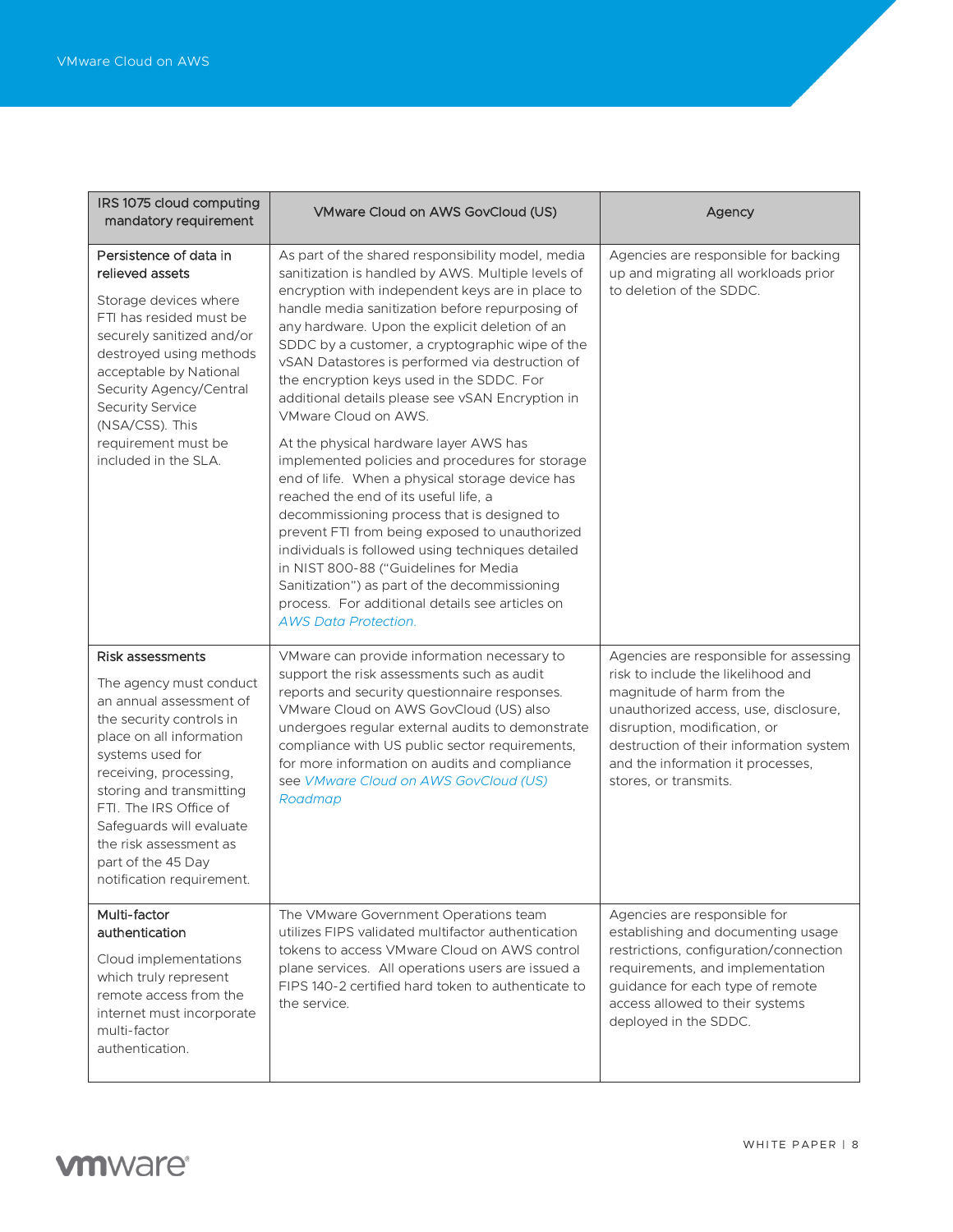| IRS 1075 cloud computing mandatory requirement | VMware Cloud on AWS GovCloud (US) | Agency |
|---|---|---|
| **Persistence of data in relieved assets**<br><br>Storage devices where FTI has resided must be securely sanitized and/or destroyed using methods acceptable by National Security Agency/Central Security Service (NSA/CSS). This requirement must be included in the SLA. | As part of the shared responsibility model, media sanitization is handled by AWS. Multiple levels of encryption with independent keys are in place to handle media sanitization before repurposing of any hardware. Upon the explicit deletion of an SDDC by a customer, a cryptographic wipe of the vSAN Datastores is performed via destruction of the encryption keys used in the SDDC. For additional details please see vSAN Encryption in VMware Cloud on AWS.<br><br>At the physical hardware layer AWS has implemented policies and procedures for storage end of life. When a physical storage device has reached the end of its useful life, a decommissioning process that is designed to prevent FTI from being exposed to unauthorized individuals is followed using techniques detailed in NIST 800-88 ("Guidelines for Media Sanitization") as part of the decommissioning process. For additional details see articles on *AWS Data Protection*. | Agencies are responsible for backing up and migrating all workloads prior to deletion of the SDDC. |
| **Risk assessments**<br><br>The agency must conduct an annual assessment of the security controls in place on all information systems used for receiving, processing, storing and transmitting FTI. The IRS Office of Safeguards will evaluate the risk assessment as part of the 45 Day notification requirement. | VMware can provide information necessary to support the risk assessments such as audit reports and security questionnaire responses. VMware Cloud on AWS GovCloud (US) also undergoes regular external audits to demonstrate compliance with US public sector requirements, for more information on audits and compliance see *VMware Cloud on AWS GovCloud (US) Roadmap* | Agencies are responsible for assessing risk to include the likelihood and magnitude of harm from the unauthorized access, use, disclosure, disruption, modification, or destruction of their information system and the information it processes, stores, or transmits. |
| **Multi-factor authentication**<br><br>Cloud implementations which truly represent remote access from the internet must incorporate multi-factor authentication. | The VMware Government Operations team utilizes FIPS validated multifactor authentication tokens to access VMware Cloud on AWS control plane services. All operations users are issued a FIPS 140-2 certified hard token to authenticate to the service. | Agencies are responsible for establishing and documenting usage restrictions, configuration/connection requirements, and implementation guidance for each type of remote access allowed to their systems deployed in the SDDC. |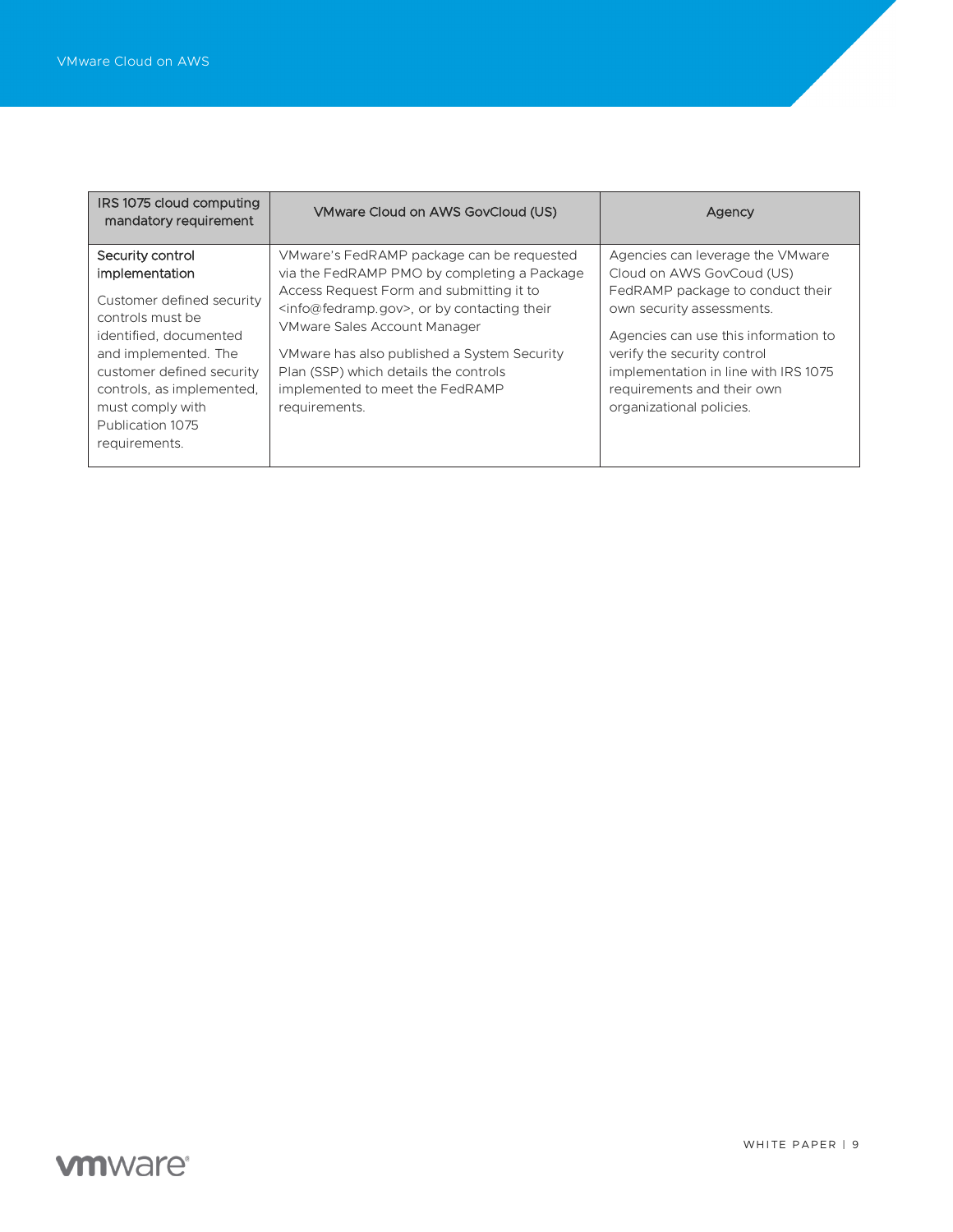| IRS 1075 cloud computing mandatory requirement | VMware Cloud on AWS GovCloud (US) | Agency |
|---|---|---|
| **Security control implementation**<br><br>Customer defined security controls must be identified, documented and implemented. The customer defined security controls, as implemented, must comply with Publication 1075 requirements. | VMware's FedRAMP package can be requested via the FedRAMP PMO by completing a Package Access Request Form and submitting it to <info@fedramp.gov>, or by contacting their VMware Sales Account Manager<br><br>VMware has also published a System Security Plan (SSP) which details the controls implemented to meet the FedRAMP requirements. | Agencies can leverage the VMware Cloud on AWS GovCoud (US) FedRAMP package to conduct their own security assessments.<br><br>Agencies can use this information to verify the security control implementation in line with IRS 1075 requirements and their own organizational policies. |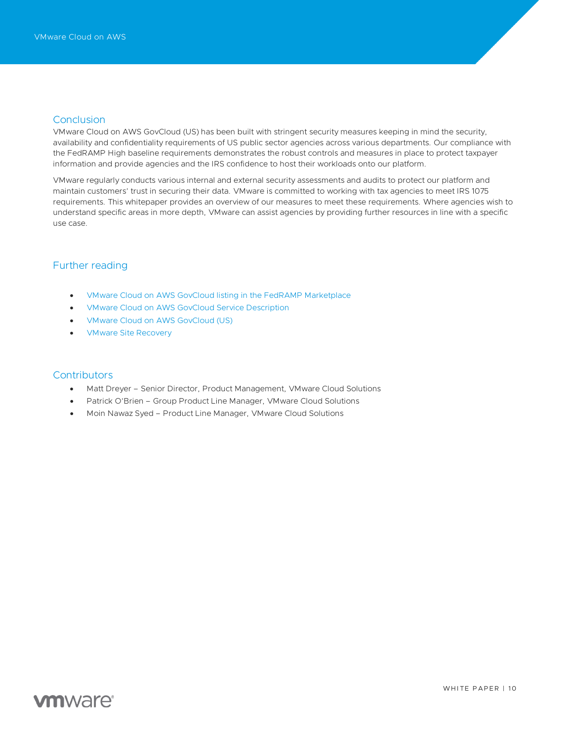## Conclusion

VMware Cloud on AWS GovCloud (US) has been built with stringent security measures keeping in mind the security, availability and confidentiality requirements of US public sector agencies across various departments. Our compliance with the FedRAMP High baseline requirements demonstrates the robust controls and measures in place to protect taxpayer information and provide agencies and the IRS confidence to host their workloads onto our platform.

VMware regularly conducts various internal and external security assessments and audits to protect our platform and maintain customers' trust in securing their data. VMware is committed to working with tax agencies to meet IRS 1075 requirements. This whitepaper provides an overview of our measures to meet these requirements. Where agencies wish to understand specific areas in more depth, VMware can assist agencies by providing further resources in line with a specific use case.

## Further reading

- VMware Cloud on AWS GovCloud listing in the FedRAMP Marketplace
- VMware Cloud on AWS GovCloud Service Description
- VMware Cloud on AWS GovCloud (US)
- VMware Site Recovery

## Contributors

- Matt Dreyer – Senior Director, Product Management, VMware Cloud Solutions
- Patrick O'Brien – Group Product Line Manager, VMware Cloud Solutions
- Moin Nawaz Syed – Product Line Manager, VMware Cloud Solutions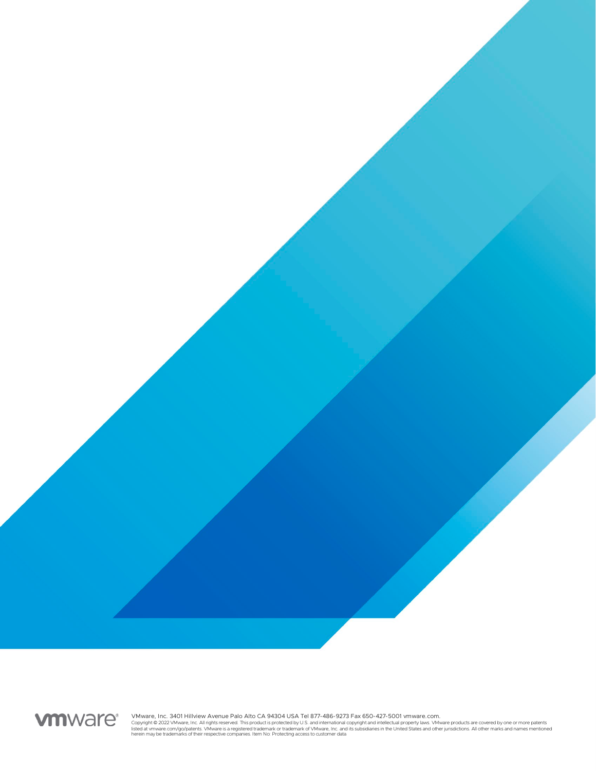VMware, Inc. 3401 Hillview Avenue Palo Alto CA 94304 USA Tel 877-486-9273 Fax 650-427-5001 vmware.com.
Copyright © 2022 VMware, Inc. All rights reserved. This product is protected by U.S. and international copyright and intellectual property laws. VMware products are covered by one or more patents listed at vmware.com/go/patents. VMware is a registered trademark or trademark of VMware, Inc. and its subsidiaries in the United States and other jurisdictions. All other marks and names mentioned herein may be trademarks of their respective companies. Item No: Protecting access to customer data